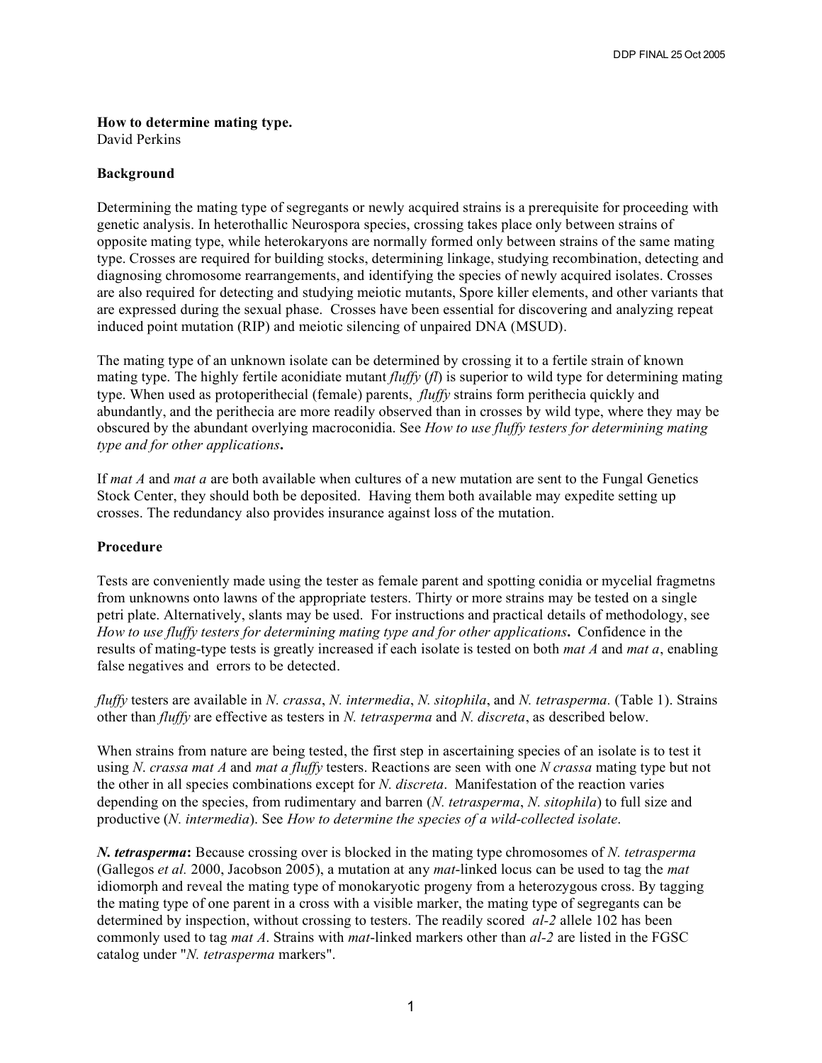**How to determine mating type.**
David Perkins

**Background**

Determining the mating type of segregants or newly acquired strains is a prerequisite for proceeding with genetic analysis. In heterothallic Neurospora species, crossing takes place only between strains of opposite mating type, while heterokaryons are normally formed only between strains of the same mating type. Crosses are required for building stocks, determining linkage, studying recombination, detecting and diagnosing chromosome rearrangements, and identifying the species of newly acquired isolates. Crosses are also required for detecting and studying meiotic mutants, Spore killer elements, and other variants that are expressed during the sexual phase. Crosses have been essential for discovering and analyzing repeat induced point mutation (RIP) and meiotic silencing of unpaired DNA (MSUD).

The mating type of an unknown isolate can be determined by crossing it to a fertile strain of known mating type. The highly fertile aconidiate mutant *fluffy* (*fl*) is superior to wild type for determining mating type. When used as protoperithecial (female) parents, *fluffy* strains form perithecia quickly and abundantly, and the perithecia are more readily observed than in crosses by wild type, where they may be obscured by the abundant overlying macroconidia. See *How to use fluffy testers for determining mating type and for other applications***.**

If *mat A* and *mat a* are both available when cultures of a new mutation are sent to the Fungal Genetics Stock Center, they should both be deposited. Having them both available may expedite setting up crosses. The redundancy also provides insurance against loss of the mutation.

**Procedure**

Tests are conveniently made using the tester as female parent and spotting conidia or mycelial fragmetns from unknowns onto lawns of the appropriate testers. Thirty or more strains may be tested on a single petri plate. Alternatively, slants may be used. For instructions and practical details of methodology, see *How to use fluffy testers for determining mating type and for other applications***.** Confidence in the results of mating-type tests is greatly increased if each isolate is tested on both *mat A* and *mat a*, enabling false negatives and errors to be detected.

*fluffy* testers are available in *N. crassa*, *N. intermedia*, *N. sitophila*, and *N. tetrasperma.* (Table 1). Strains other than *fluffy* are effective as testers in *N. tetrasperma* and *N. discreta*, as described below.

When strains from nature are being tested, the first step in ascertaining species of an isolate is to test it using *N. crassa mat A* and *mat a fluffy* testers. Reactions are seen with one *N crassa* mating type but not the other in all species combinations except for *N. discreta*. Manifestation of the reaction varies depending on the species, from rudimentary and barren (*N. tetrasperma*, *N. sitophila*) to full size and productive (*N. intermedia*). See *How to determine the species of a wild-collected isolate*.

***N. tetrasperma*:** Because crossing over is blocked in the mating type chromosomes of *N. tetrasperma* (Gallegos *et al.* 2000, Jacobson 2005), a mutation at any *mat*-linked locus can be used to tag the *mat* idiomorph and reveal the mating type of monokaryotic progeny from a heterozygous cross. By tagging the mating type of one parent in a cross with a visible marker, the mating type of segregants can be determined by inspection, without crossing to testers. The readily scored *al-2* allele 102 has been commonly used to tag *mat A*. Strains with *mat*-linked markers other than *al-2* are listed in the FGSC catalog under "*N. tetrasperma* markers".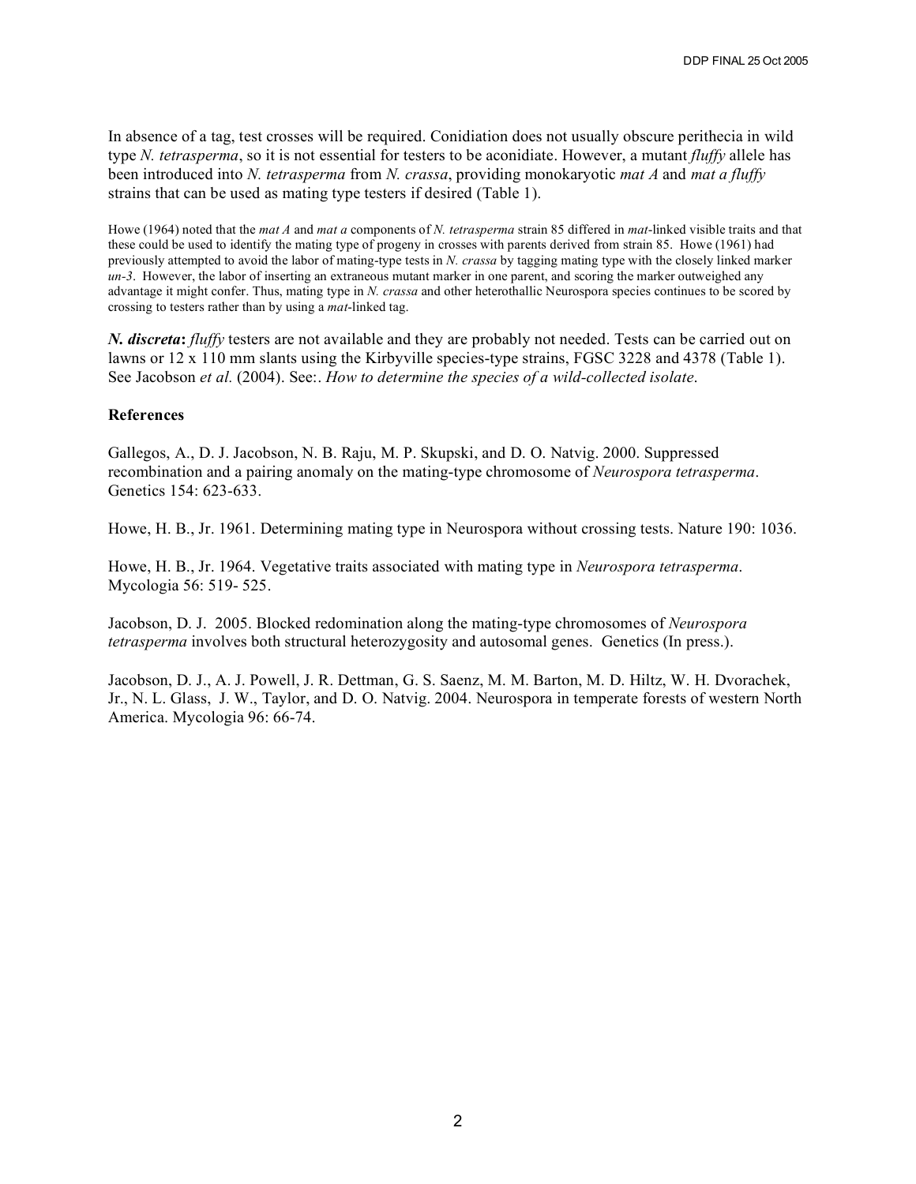In absence of a tag, test crosses will be required. Conidiation does not usually obscure perithecia in wild type *N. tetrasperma*, so it is not essential for testers to be aconidiate. However, a mutant *fluffy* allele has been introduced into *N. tetrasperma* from *N. crassa*, providing monokaryotic *mat A* and *mat a fluffy* strains that can be used as mating type testers if desired (Table 1).

Howe (1964) noted that the *mat A* and *mat a* components of *N. tetrasperma* strain 85 differed in *mat*-linked visible traits and that these could be used to identify the mating type of progeny in crosses with parents derived from strain 85. Howe (1961) had previously attempted to avoid the labor of mating-type tests in *N. crassa* by tagging mating type with the closely linked marker *un-3*. However, the labor of inserting an extraneous mutant marker in one parent, and scoring the marker outweighed any advantage it might confer. Thus, mating type in *N. crassa* and other heterothallic Neurospora species continues to be scored by crossing to testers rather than by using a *mat*-linked tag.

***N. discreta*****:** *fluffy* testers are not available and they are probably not needed. Tests can be carried out on lawns or 12 x 110 mm slants using the Kirbyville species-type strains, FGSC 3228 and 4378 (Table 1). See Jacobson *et al.* (2004). See:. *How to determine the species of a wild-collected isolate*.

### References

Gallegos, A., D. J. Jacobson, N. B. Raju, M. P. Skupski, and D. O. Natvig. 2000. Suppressed recombination and a pairing anomaly on the mating-type chromosome of *Neurospora tetrasperma*. Genetics 154: 623-633.

Howe, H. B., Jr. 1961. Determining mating type in Neurospora without crossing tests. Nature 190: 1036.

Howe, H. B., Jr. 1964. Vegetative traits associated with mating type in *Neurospora tetrasperma*. Mycologia 56: 519- 525.

Jacobson, D. J. 2005. Blocked redomination along the mating-type chromosomes of *Neurospora tetrasperma* involves both structural heterozygosity and autosomal genes. Genetics (In press.).

Jacobson, D. J., A. J. Powell, J. R. Dettman, G. S. Saenz, M. M. Barton, M. D. Hiltz, W. H. Dvorachek, Jr., N. L. Glass, J. W., Taylor, and D. O. Natvig. 2004. Neurospora in temperate forests of western North America. Mycologia 96: 66-74.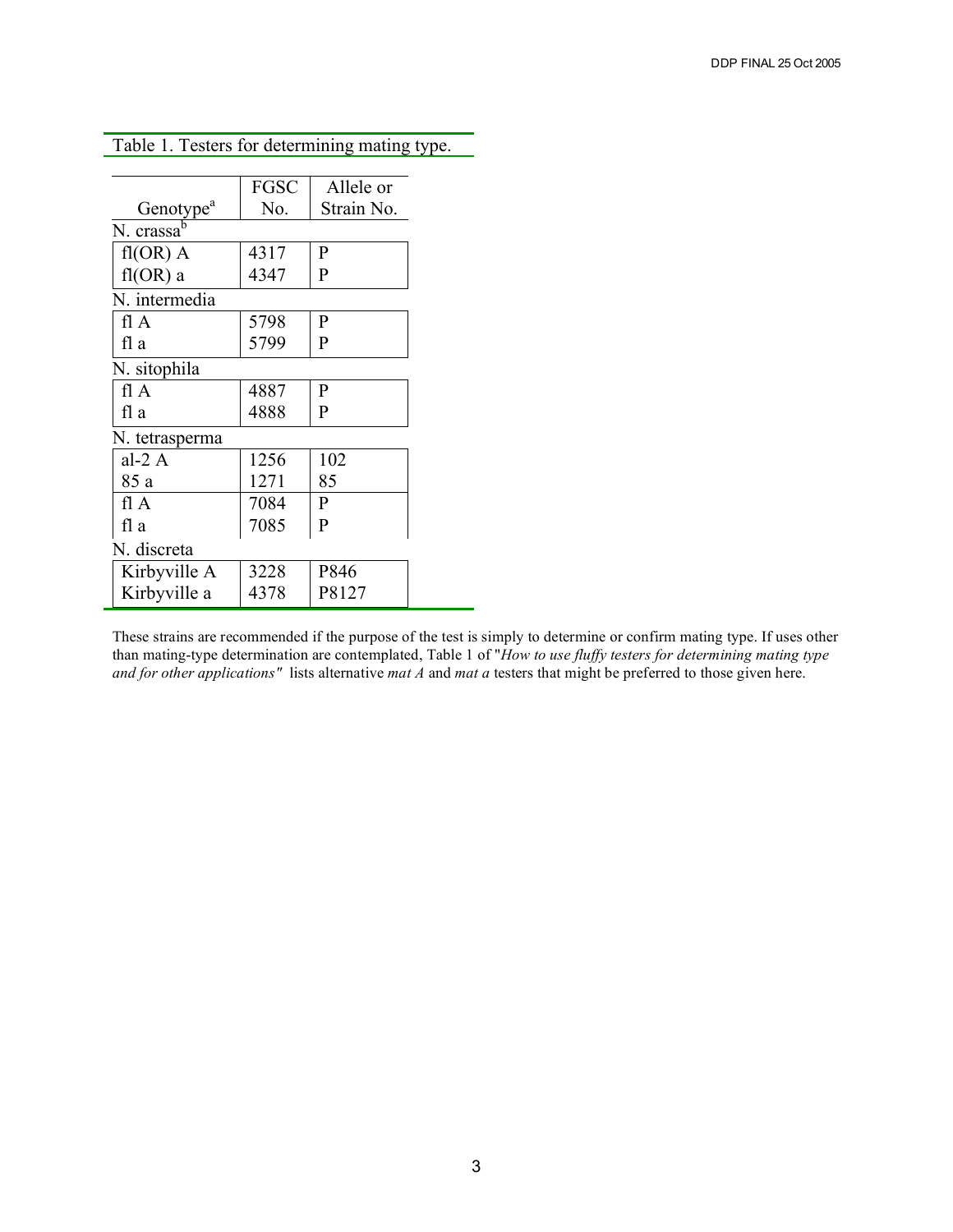Table 1. Testers for determining mating type.

| Genotype[a] | FGSC No. | Allele or Strain No. |
|---|---|---|
| N. crassa[b] | | |
| fl(OR) A | 4317 | P |
| fl(OR) a | 4347 | P |
| N. intermedia | | |
| fl A | 5798 | P |
| fl a | 5799 | P |
| N. sitophila | | |
| fl A | 4887 | P |
| fl a | 4888 | P |
| N. tetrasperma | | |
| al-2 A | 1256 | 102 |
| 85 a | 1271 | 85 |
| fl A | 7084 | P |
| fl a | 7085 | P |
| N. discreta | | |
| Kirbyville A | 3228 | P846 |
| Kirbyville a | 4378 | P8127 |

These strains are recommended if the purpose of the test is simply to determine or confirm mating type. If uses other than mating-type determination are contemplated, Table 1 of "*How to use fluffy testers for determining mating type and for other applications"* lists alternative *mat A* and *mat a* testers that might be preferred to those given here.